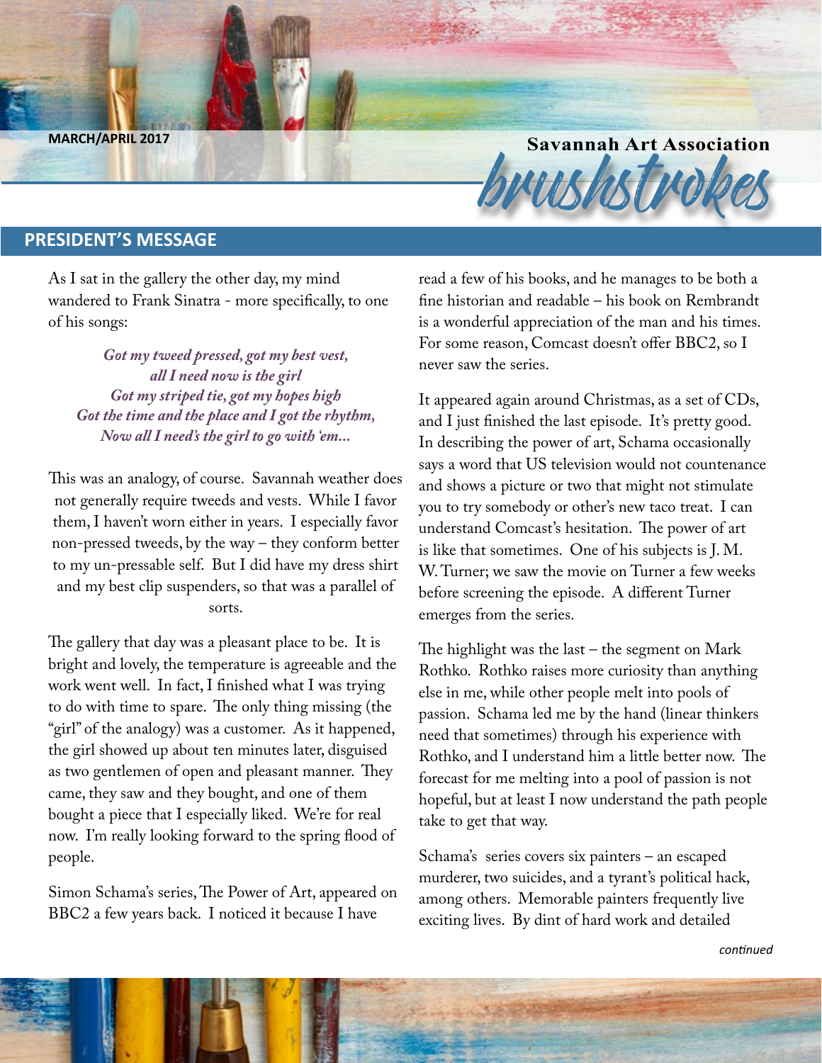MARCH/APRIL 2017

Savannah Art Association

# brushstrokes

## PRESIDENT'S MESSAGE

As I sat in the gallery the other day, my mind wandered to Frank Sinatra - more specifically, to one of his songs:

*Got my tweed pressed, got my best vest,*
*all I need now is the girl*
*Got my striped tie, got my hopes high*
*Got the time and the place and I got the rhythm,*
*Now all I need's the girl to go with 'em...*

This was an analogy, of course. Savannah weather does not generally require tweeds and vests. While I favor them, I haven't worn either in years. I especially favor non-pressed tweeds, by the way – they conform better to my un-pressable self. But I did have my dress shirt and my best clip suspenders, so that was a parallel of sorts.

The gallery that day was a pleasant place to be. It is bright and lovely, the temperature is agreeable and the work went well. In fact, I finished what I was trying to do with time to spare. The only thing missing (the "girl" of the analogy) was a customer. As it happened, the girl showed up about ten minutes later, disguised as two gentlemen of open and pleasant manner. They came, they saw and they bought, and one of them bought a piece that I especially liked. We're for real now. I'm really looking forward to the spring flood of people.

Simon Schama's series, The Power of Art, appeared on BBC2 a few years back. I noticed it because I have read a few of his books, and he manages to be both a fine historian and readable – his book on Rembrandt is a wonderful appreciation of the man and his times. For some reason, Comcast doesn't offer BBC2, so I never saw the series.

It appeared again around Christmas, as a set of CDs, and I just finished the last episode. It's pretty good. In describing the power of art, Schama occasionally says a word that US television would not countenance and shows a picture or two that might not stimulate you to try somebody or other's new taco treat. I can understand Comcast's hesitation. The power of art is like that sometimes. One of his subjects is J. M. W. Turner; we saw the movie on Turner a few weeks before screening the episode. A different Turner emerges from the series.

The highlight was the last – the segment on Mark Rothko. Rothko raises more curiosity than anything else in me, while other people melt into pools of passion. Schama led me by the hand (linear thinkers need that sometimes) through his experience with Rothko, and I understand him a little better now. The forecast for me melting into a pool of passion is not hopeful, but at least I now understand the path people take to get that way.

Schama's series covers six painters – an escaped murderer, two suicides, and a tyrant's political hack, among others. Memorable painters frequently live exciting lives. By dint of hard work and detailed

*continued*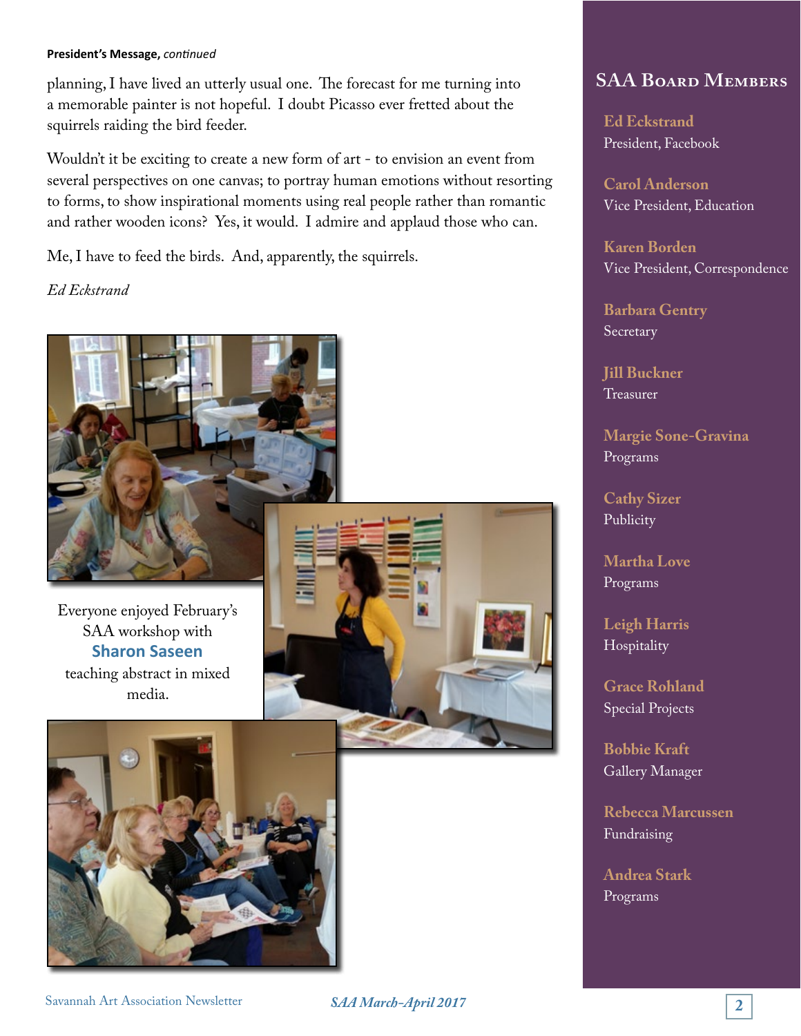**President's Message,** *continued*

planning, I have lived an utterly usual one. The forecast for me turning into a memorable painter is not hopeful. I doubt Picasso ever fretted about the squirrels raiding the bird feeder.

Wouldn't it be exciting to create a new form of art - to envision an event from several perspectives on one canvas; to portray human emotions without resorting to forms, to show inspirational moments using real people rather than romantic and rather wooden icons? Yes, it would. I admire and applaud those who can.

Me, I have to feed the birds. And, apparently, the squirrels.

*Ed Eckstrand*

Everyone enjoyed February's SAA workshop with **Sharon Saseen** teaching abstract in mixed media.

## SAA Board Members

**Ed Eckstrand**
President, Facebook

**Carol Anderson**
Vice President, Education

**Karen Borden**
Vice President, Correspondence

**Barbara Gentry**
Secretary

**Jill Buckner**
Treasurer

**Margie Sone-Gravina**
Programs

**Cathy Sizer**
Publicity

**Martha Love**
Programs

**Leigh Harris**
Hospitality

**Grace Rohland**
Special Projects

**Bobbie Kraft**
Gallery Manager

**Rebecca Marcussen**
Fundraising

**Andrea Stark**
Programs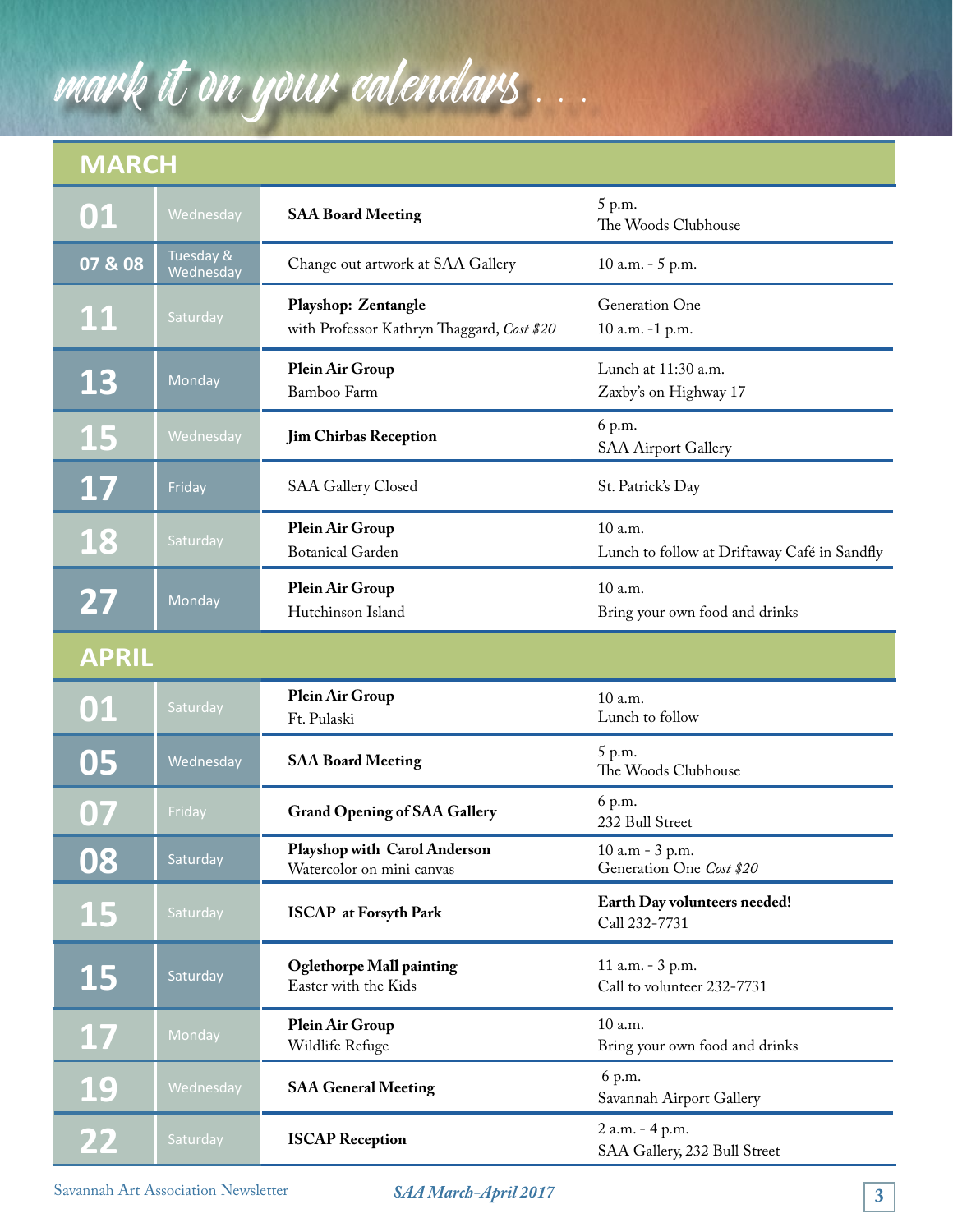# mark it on your calendars . . .

## MARCH

| Date | Day | Event | Details |
|---|---|---|---|
| 01 | Wednesday | **SAA Board Meeting** | 5 p.m.<br>The Woods Clubhouse |
| 07 & 08 | Tuesday & Wednesday | Change out artwork at SAA Gallery | 10 a.m. - 5 p.m. |
| 11 | Saturday | **Playshop: Zentangle**<br>with Professor Kathryn Thaggard, *Cost $20* | Generation One<br>10 a.m. -1 p.m. |
| 13 | Monday | **Plein Air Group**<br>Bamboo Farm | Lunch at 11:30 a.m.<br>Zaxby's on Highway 17 |
| 15 | Wednesday | **Jim Chirbas Reception** | 6 p.m.<br>SAA Airport Gallery |
| 17 | Friday | SAA Gallery Closed | St. Patrick's Day |
| 18 | Saturday | **Plein Air Group**<br>Botanical Garden | 10 a.m.<br>Lunch to follow at Driftaway Café in Sandfly |
| 27 | Monday | **Plein Air Group**<br>Hutchinson Island | 10 a.m.<br>Bring your own food and drinks |

## APRIL

| Date | Day | Event | Details |
|---|---|---|---|
| 01 | Saturday | **Plein Air Group**<br>Ft. Pulaski | 10 a.m.<br>Lunch to follow |
| 05 | Wednesday | **SAA Board Meeting** | 5 p.m.<br>The Woods Clubhouse |
| 07 | Friday | **Grand Opening of SAA Gallery** | 6 p.m.<br>232 Bull Street |
| 08 | Saturday | **Playshop with Carol Anderson**<br>Watercolor on mini canvas | 10 a.m - 3 p.m.<br>Generation One *Cost $20* |
| 15 | Saturday | **ISCAP at Forsyth Park** | **Earth Day volunteers needed!**<br>Call 232-7731 |
| 15 | Saturday | **Oglethorpe Mall painting**<br>Easter with the Kids | 11 a.m. - 3 p.m.<br>Call to volunteer 232-7731 |
| 17 | Monday | **Plein Air Group**<br>Wildlife Refuge | 10 a.m.<br>Bring your own food and drinks |
| 19 | Wednesday | **SAA General Meeting** | 6 p.m.<br>Savannah Airport Gallery |
| 22 | Saturday | **ISCAP Reception** | 2 a.m. - 4 p.m.<br>SAA Gallery, 232 Bull Street |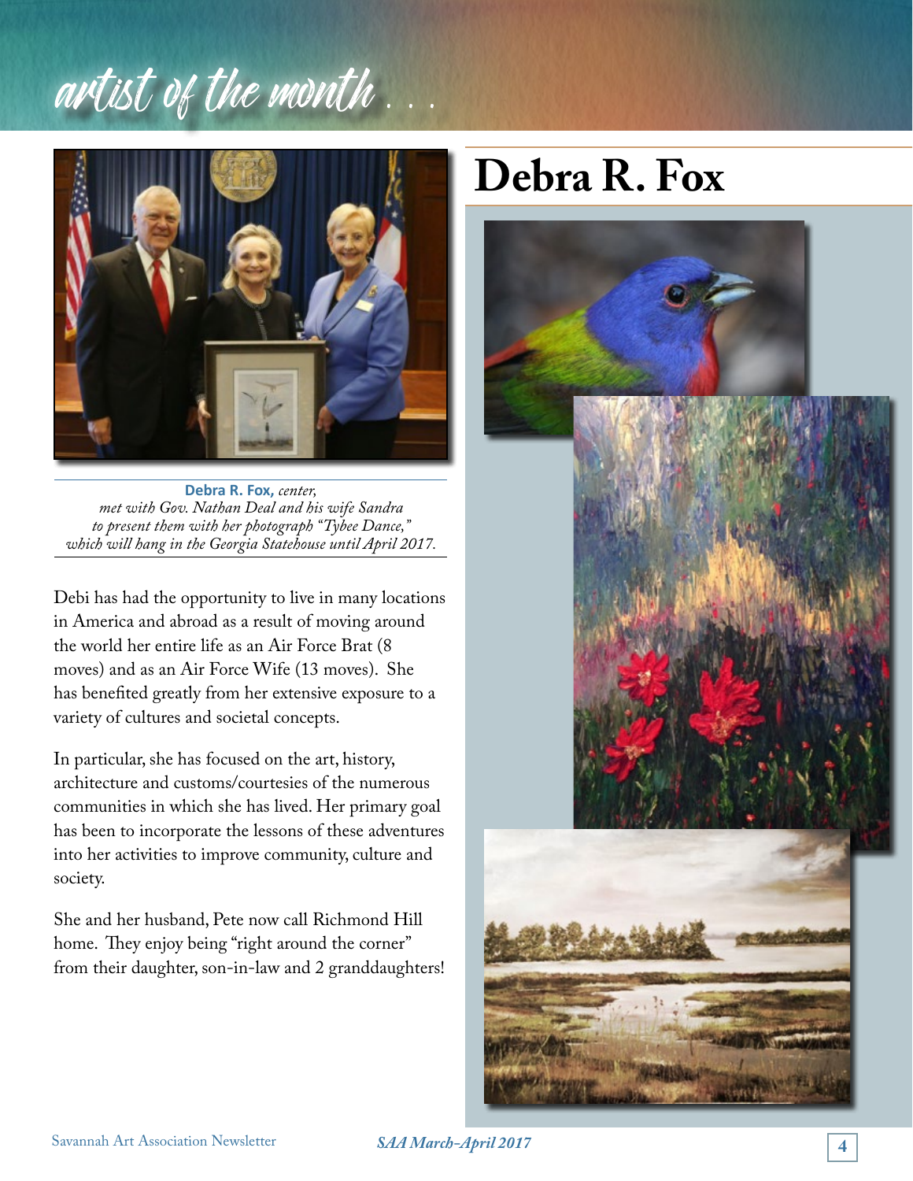# artist of the month . . .

## Debra R. Fox

**Debra R. Fox,** *center, met with Gov. Nathan Deal and his wife Sandra to present them with her photograph "Tybee Dance," which will hang in the Georgia Statehouse until April 2017.*

Debi has had the opportunity to live in many locations in America and abroad as a result of moving around the world her entire life as an Air Force Brat (8 moves) and as an Air Force Wife (13 moves). She has benefited greatly from her extensive exposure to a variety of cultures and societal concepts.

In particular, she has focused on the art, history, architecture and customs/courtesies of the numerous communities in which she has lived. Her primary goal has been to incorporate the lessons of these adventures into her activities to improve community, culture and society.

She and her husband, Pete now call Richmond Hill home. They enjoy being "right around the corner" from their daughter, son-in-law and 2 granddaughters!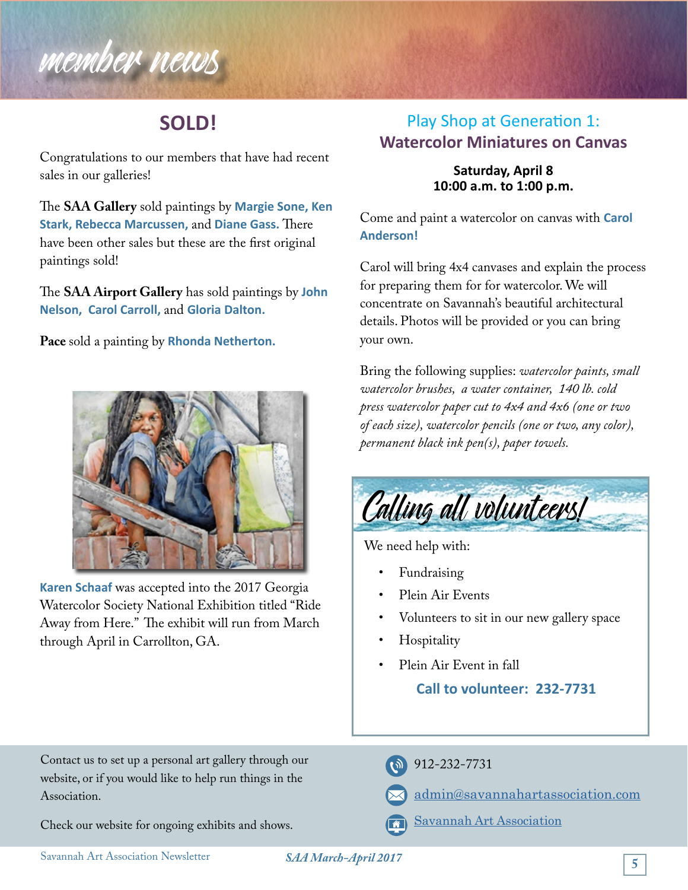# member news

## SOLD!

Congratulations to our members that have had recent sales in our galleries!

The **SAA Gallery** sold paintings by **Margie Sone, Ken Stark, Rebecca Marcussen,** and **Diane Gass.** There have been other sales but these are the first original paintings sold!

The **SAA Airport Gallery** has sold paintings by **John Nelson, Carol Carroll,** and **Gloria Dalton.**

**Pace** sold a painting by **Rhonda Netherton.**

**Karen Schaaf** was accepted into the 2017 Georgia Watercolor Society National Exhibition titled "Ride Away from Here." The exhibit will run from March through April in Carrollton, GA.

## Play Shop at Generation 1: Watercolor Miniatures on Canvas

**Saturday, April 8**
**10:00 a.m. to 1:00 p.m.**

Come and paint a watercolor on canvas with **Carol Anderson!**

Carol will bring 4x4 canvases and explain the process for preparing them for for watercolor. We will concentrate on Savannah's beautiful architectural details. Photos will be provided or you can bring your own.

Bring the following supplies: *watercolor paints, small watercolor brushes, a water container, 140 lb. cold press watercolor paper cut to 4x4 and 4x6 (one or two of each size), watercolor pencils (one or two, any color), permanent black ink pen(s), paper towels.*

## Calling all volunteers!

We need help with:

- Fundraising
- Plein Air Events
- Volunteers to sit in our new gallery space
- Hospitality
- Plein Air Event in fall

**Call to volunteer: 232-7731**

Contact us to set up a personal art gallery through our website, or if you would like to help run things in the Association.

Check our website for ongoing exhibits and shows.

912-232-7731

admin@savannahartassociation.com

Savannah Art Association